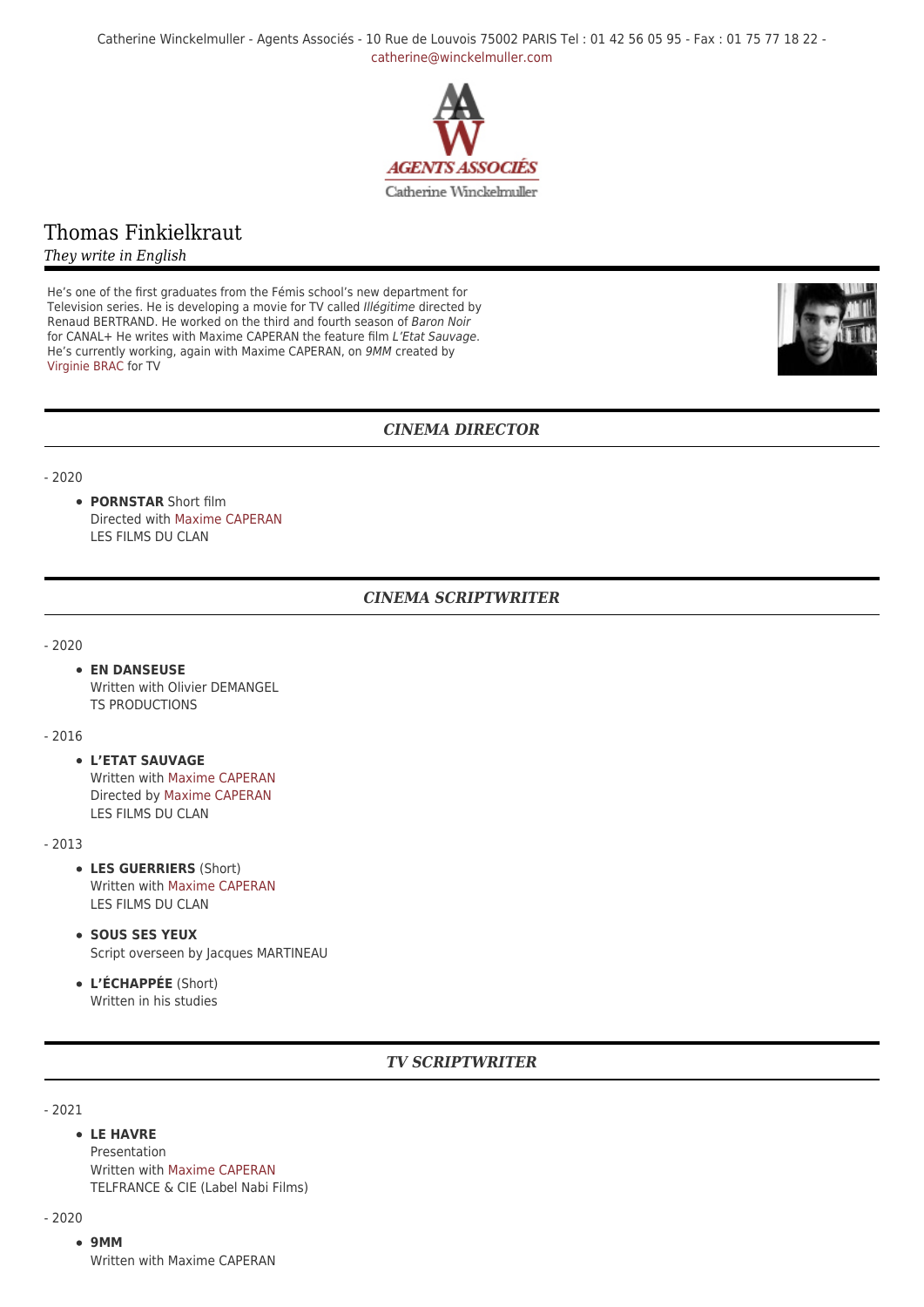Catherine Winckelmuller - Agents Associés - 10 Rue de Louvois 75002 PARIS Tel : 01 42 56 05 95 - Fax : 01 75 77 18 22 - catherine@winckelmuller.com

AGENTS ASSOCIÉS
Catherine Winckelmuller

# Thomas Finkielkraut

*They write in English*

He's one of the first graduates from the Fémis school's new department for Television series. He is developing a movie for TV called *Illégitime* directed by Renaud BERTRAND. He worked on the third and fourth season of *Baron Noir* for CANAL+ He writes with Maxime CAPERAN the feature film *L'Etat Sauvage*. He's currently working, again with Maxime CAPERAN, on *9MM* created by Virginie BRAC for TV

## *CINEMA DIRECTOR*

- 2020

- **PORNSTAR** Short film
  Directed with Maxime CAPERAN
  LES FILMS DU CLAN

## *CINEMA SCRIPTWRITER*

- 2020

- **EN DANSEUSE**
  Written with Olivier DEMANGEL
  TS PRODUCTIONS

- 2016

- **L'ETAT SAUVAGE**
  Written with Maxime CAPERAN
  Directed by Maxime CAPERAN
  LES FILMS DU CLAN

- 2013

- **LES GUERRIERS** (Short)
  Written with Maxime CAPERAN
  LES FILMS DU CLAN
- **SOUS SES YEUX**
  Script overseen by Jacques MARTINEAU
- **L'ÉCHAPPÉE** (Short)
  Written in his studies

## *TV SCRIPTWRITER*

- 2021

- **LE HAVRE**
  Presentation
  Written with Maxime CAPERAN
  TELFRANCE & CIE (Label Nabi Films)

- 2020

- **9MM**
  Written with Maxime CAPERAN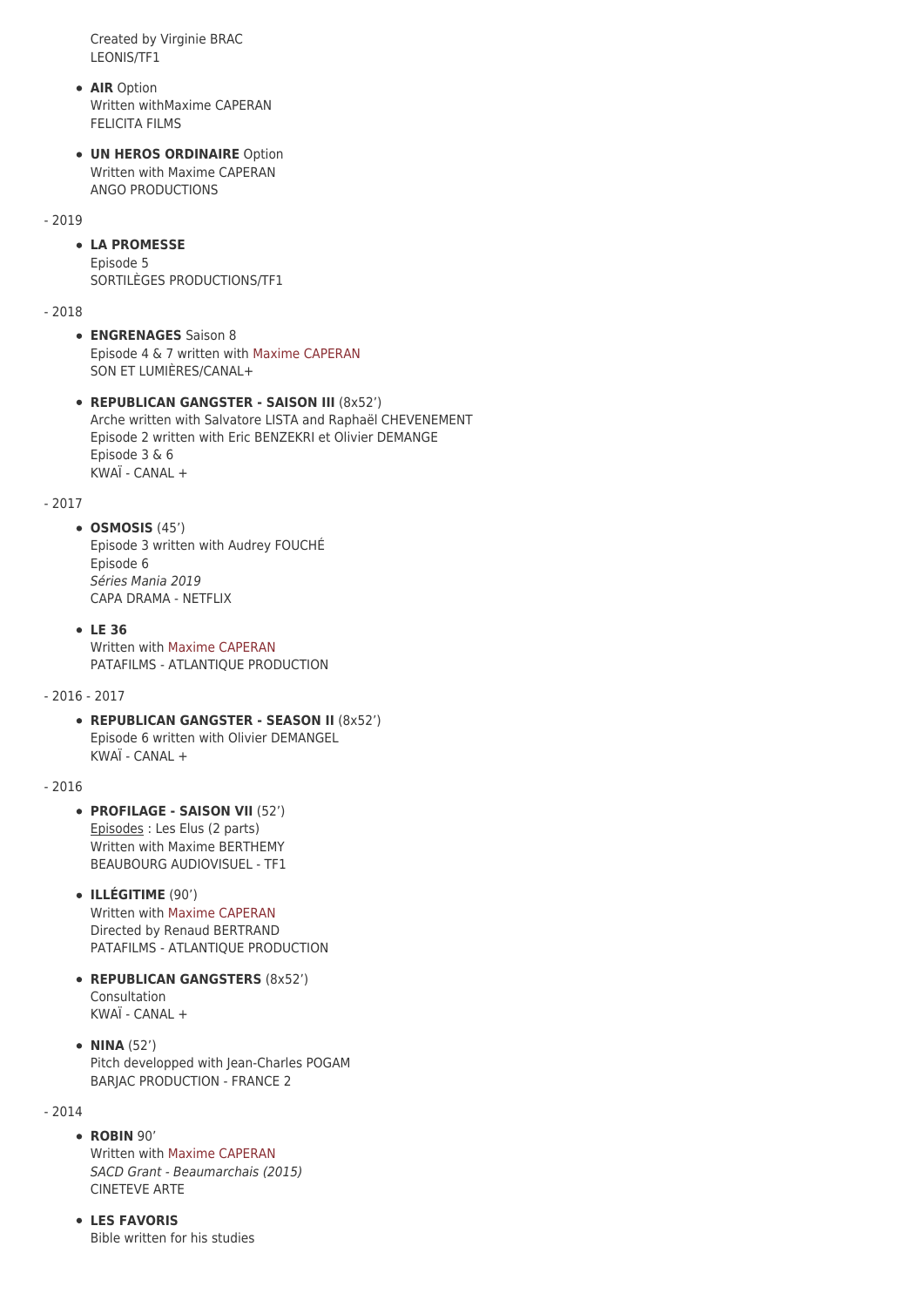Created by Virginie BRAC
LEONIS/TF1

- **AIR** Option
  Written withMaxime CAPERAN
  FELICITA FILMS

- **UN HEROS ORDINAIRE** Option
  Written with Maxime CAPERAN
  ANGO PRODUCTIONS

- 2019

- **LA PROMESSE**
  Episode 5
  SORTILÈGES PRODUCTIONS/TF1

- 2018

- **ENGRENAGES** Saison 8
  Episode 4 & 7 written with Maxime CAPERAN
  SON ET LUMIÈRES/CANAL+

- **REPUBLICAN GANGSTER - SAISON III** (8x52')
  Arche written with Salvatore LISTA and Raphaël CHEVENEMENT
  Episode 2 written with Eric BENZEKRI et Olivier DEMANGE
  Episode 3 & 6
  KWAÏ - CANAL +

- 2017

- **OSMOSIS** (45')
  Episode 3 written with Audrey FOUCHÉ
  Episode 6
  *Séries Mania 2019*
  CAPA DRAMA - NETFLIX

- **LE 36**
  Written with Maxime CAPERAN
  PATAFILMS - ATLANTIQUE PRODUCTION

- 2016 - 2017

- **REPUBLICAN GANGSTER - SEASON II** (8x52')
  Episode 6 written with Olivier DEMANGEL
  KWAÏ - CANAL +

- 2016

- **PROFILAGE - SAISON VII** (52')
  Episodes : Les Elus (2 parts)
  Written with Maxime BERTHEMY
  BEAUBOURG AUDIOVISUEL - TF1

- **ILLÉGITIME** (90')
  Written with Maxime CAPERAN
  Directed by Renaud BERTRAND
  PATAFILMS - ATLANTIQUE PRODUCTION

- **REPUBLICAN GANGSTERS** (8x52')
  Consultation
  KWAÏ - CANAL +

- **NINA** (52')
  Pitch developped with Jean-Charles POGAM
  BARJAC PRODUCTION - FRANCE 2

- 2014

- **ROBIN** 90'
  Written with Maxime CAPERAN
  *SACD Grant - Beaumarchais (2015)*
  CINETEVE ARTE

- **LES FAVORIS**
  Bible written for his studies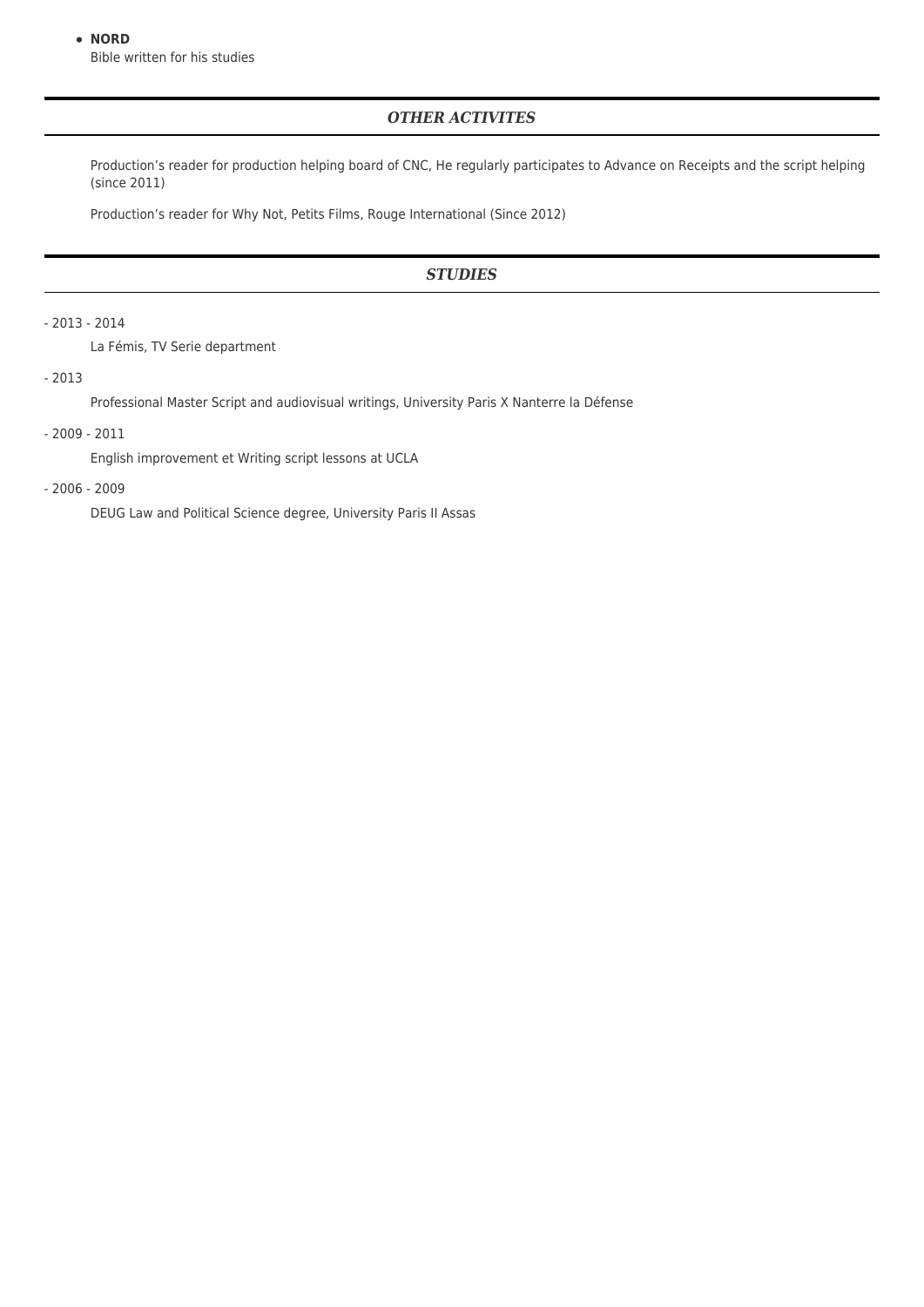- **NORD**
  Bible written for his studies

## *OTHER ACTIVITES*

Production's reader for production helping board of CNC, He regularly participates to Advance on Receipts and the script helping (since 2011)

Production's reader for Why Not, Petits Films, Rouge International (Since 2012)

## *STUDIES*

- 2013 - 2014

  La Fémis, TV Serie department

- 2013

  Professional Master Script and audiovisual writings, University Paris X Nanterre la Défense

- 2009 - 2011

  English improvement et Writing script lessons at UCLA

- 2006 - 2009

  DEUG Law and Political Science degree, University Paris II Assas